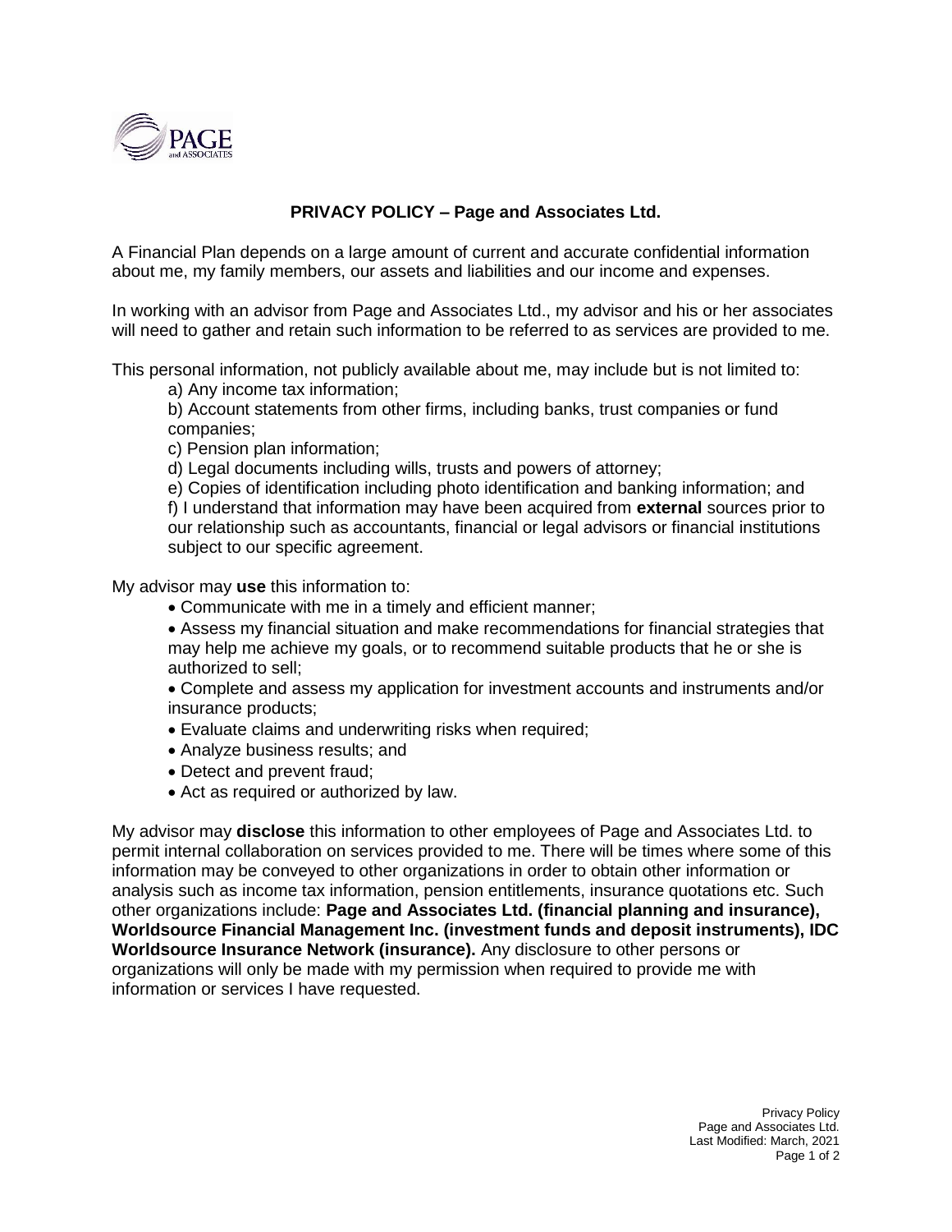## PRIVACY POLICY – Page and Associates Ltd.

A Financial Plan depends on a large amount of current and accurate confidential information about me, my family members, our assets and liabilities and our income and expenses.

In working with an advisor from Page and Associates Ltd., my advisor and his or her associates will need to gather and retain such information to be referred to as services are provided to me.

This personal information, not publicly available about me, may include but is not limited to:

a) Any income tax information;
b) Account statements from other firms, including banks, trust companies or fund companies;
c) Pension plan information;
d) Legal documents including wills, trusts and powers of attorney;
e) Copies of identification including photo identification and banking information; and
f) I understand that information may have been acquired from **external** sources prior to our relationship such as accountants, financial or legal advisors or financial institutions subject to our specific agreement.

My advisor may **use** this information to:

- Communicate with me in a timely and efficient manner;
- Assess my financial situation and make recommendations for financial strategies that may help me achieve my goals, or to recommend suitable products that he or she is authorized to sell;
- Complete and assess my application for investment accounts and instruments and/or insurance products;
- Evaluate claims and underwriting risks when required;
- Analyze business results; and
- Detect and prevent fraud;
- Act as required or authorized by law.

My advisor may **disclose** this information to other employees of Page and Associates Ltd. to permit internal collaboration on services provided to me. There will be times where some of this information may be conveyed to other organizations in order to obtain other information or analysis such as income tax information, pension entitlements, insurance quotations etc. Such other organizations include: **Page and Associates Ltd. (financial planning and insurance), Worldsource Financial Management Inc. (investment funds and deposit instruments), IDC Worldsource Insurance Network (insurance).** Any disclosure to other persons or organizations will only be made with my permission when required to provide me with information or services I have requested.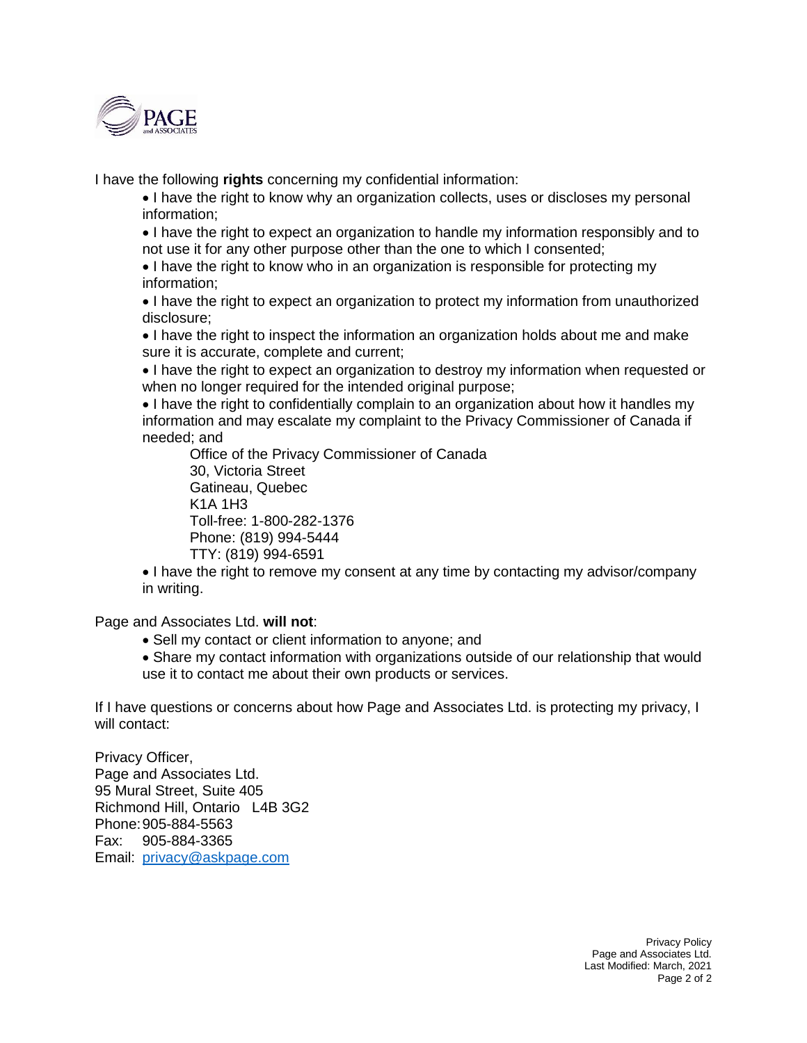I have the following **rights** concerning my confidential information:

- I have the right to know why an organization collects, uses or discloses my personal information;
- I have the right to expect an organization to handle my information responsibly and to not use it for any other purpose other than the one to which I consented;
- I have the right to know who in an organization is responsible for protecting my information;
- I have the right to expect an organization to protect my information from unauthorized disclosure;
- I have the right to inspect the information an organization holds about me and make sure it is accurate, complete and current;
- I have the right to expect an organization to destroy my information when requested or when no longer required for the intended original purpose;
- I have the right to confidentially complain to an organization about how it handles my information and may escalate my complaint to the Privacy Commissioner of Canada if needed; and

  Office of the Privacy Commissioner of Canada
  30, Victoria Street
  Gatineau, Quebec
  K1A 1H3
  Toll-free: 1-800-282-1376
  Phone: (819) 994-5444
  TTY: (819) 994-6591

- I have the right to remove my consent at any time by contacting my advisor/company in writing.

Page and Associates Ltd. **will not**:

- Sell my contact or client information to anyone; and
- Share my contact information with organizations outside of our relationship that would use it to contact me about their own products or services.

If I have questions or concerns about how Page and Associates Ltd. is protecting my privacy, I will contact:

Privacy Officer,
Page and Associates Ltd.
95 Mural Street, Suite 405
Richmond Hill, Ontario L4B 3G2
Phone: 905-884-5563
Fax: 905-884-3365
Email: privacy@askpage.com

Privacy Policy
Page and Associates Ltd.
Last Modified: March, 2021